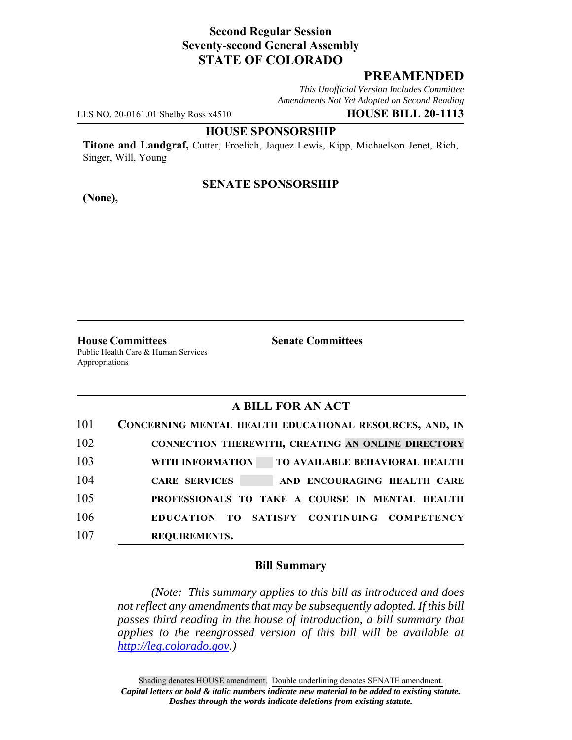**Second Regular Session**
**Seventy-second General Assembly**
**STATE OF COLORADO**

## PREAMENDED

*This Unofficial Version Includes Committee Amendments Not Yet Adopted on Second Reading*

LLS NO. 20-0161.01 Shelby Ross x4510 **HOUSE BILL 20-1113**

### HOUSE SPONSORSHIP

**Titone and Landgraf,** Cutter, Froelich, Jaquez Lewis, Kipp, Michaelson Jenet, Rich, Singer, Will, Young

### SENATE SPONSORSHIP

**(None),**

**House Committees**
Public Health Care & Human Services
Appropriations

**Senate Committees**

### A BILL FOR AN ACT

101 **CONCERNING MENTAL HEALTH EDUCATIONAL RESOURCES, AND, IN**
102 **CONNECTION THEREWITH, CREATING AN ONLINE DIRECTORY**
103 **WITH INFORMATION TO AVAILABLE BEHAVIORAL HEALTH**
104 **CARE SERVICES AND ENCOURAGING HEALTH CARE**
105 **PROFESSIONALS TO TAKE A COURSE IN MENTAL HEALTH**
106 **EDUCATION TO SATISFY CONTINUING COMPETENCY**
107 **REQUIREMENTS.**

### Bill Summary

*(Note: This summary applies to this bill as introduced and does not reflect any amendments that may be subsequently adopted. If this bill passes third reading in the house of introduction, a bill summary that applies to the reengrossed version of this bill will be available at [http://leg.colorado.gov](http://leg.colorado.gov).)*

Shading denotes HOUSE amendment. Double underlining denotes SENATE amendment.
***Capital letters or bold & italic numbers indicate new material to be added to existing statute.***
***Dashes through the words indicate deletions from existing statute.***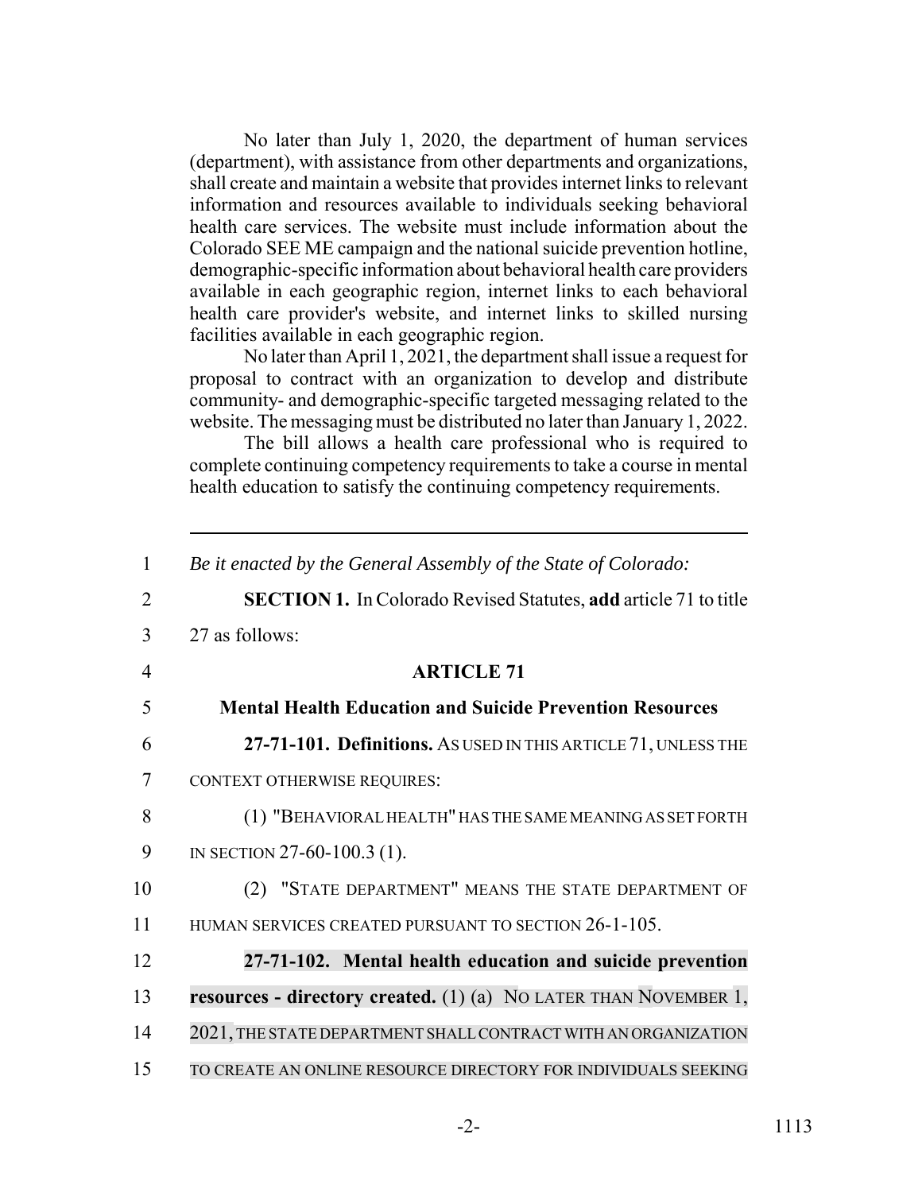No later than July 1, 2020, the department of human services (department), with assistance from other departments and organizations, shall create and maintain a website that provides internet links to relevant information and resources available to individuals seeking behavioral health care services. The website must include information about the Colorado SEE ME campaign and the national suicide prevention hotline, demographic-specific information about behavioral health care providers available in each geographic region, internet links to each behavioral health care provider's website, and internet links to skilled nursing facilities available in each geographic region.

No later than April 1, 2021, the department shall issue a request for proposal to contract with an organization to develop and distribute community- and demographic-specific targeted messaging related to the website. The messaging must be distributed no later than January 1, 2022.

The bill allows a health care professional who is required to complete continuing competency requirements to take a course in mental health education to satisfy the continuing competency requirements.

---

1 *Be it enacted by the General Assembly of the State of Colorado:*

2 **SECTION 1.** In Colorado Revised Statutes, **add** article 71 to title
3 27 as follows:

4 **ARTICLE 71**

5 **Mental Health Education and Suicide Prevention Resources**

6 **27-71-101. Definitions.** AS USED IN THIS ARTICLE 71, UNLESS THE
7 CONTEXT OTHERWISE REQUIRES:

8 (1) "BEHAVIORAL HEALTH" HAS THE SAME MEANING AS SET FORTH
9 IN SECTION 27-60-100.3 (1).

10 (2) "STATE DEPARTMENT" MEANS THE STATE DEPARTMENT OF
11 HUMAN SERVICES CREATED PURSUANT TO SECTION 26-1-105.

12 **27-71-102. Mental health education and suicide prevention**
13 **resources - directory created.** (1) (a) NO LATER THAN NOVEMBER 1,
14 2021, THE STATE DEPARTMENT SHALL CONTRACT WITH AN ORGANIZATION
15 TO CREATE AN ONLINE RESOURCE DIRECTORY FOR INDIVIDUALS SEEKING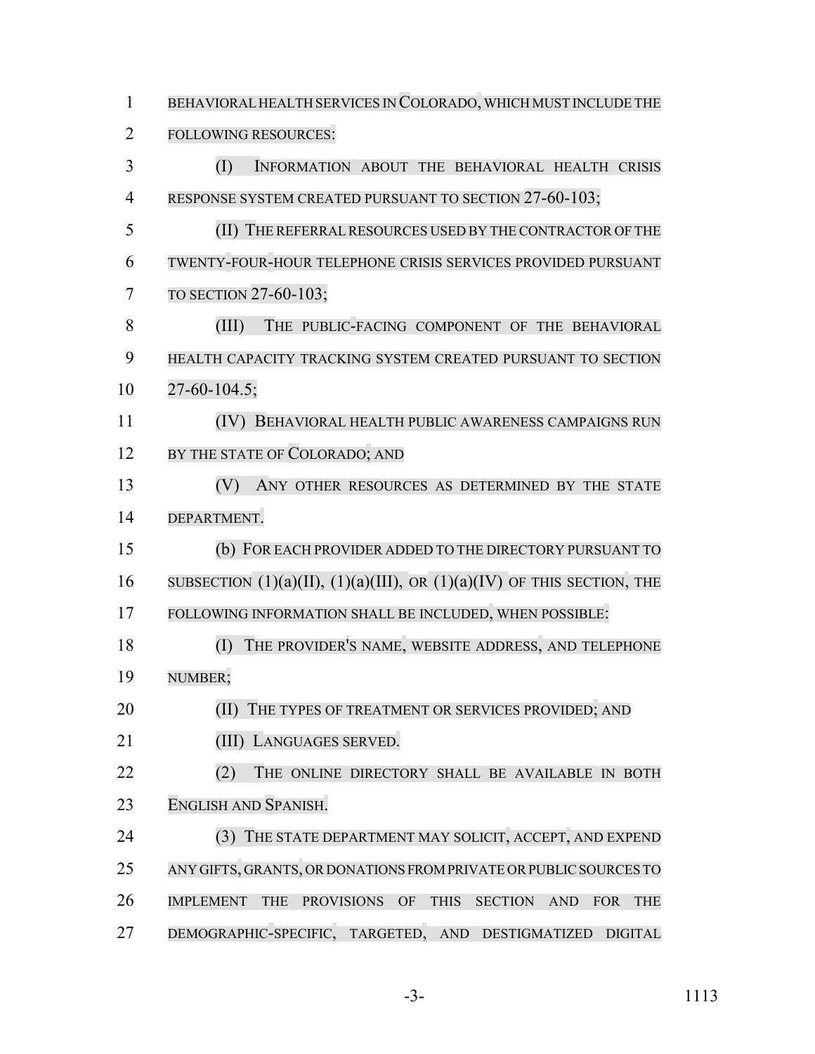BEHAVIORAL HEALTH SERVICES IN COLORADO, WHICH MUST INCLUDE THE FOLLOWING RESOURCES:

(I) INFORMATION ABOUT THE BEHAVIORAL HEALTH CRISIS RESPONSE SYSTEM CREATED PURSUANT TO SECTION 27-60-103;

(II) THE REFERRAL RESOURCES USED BY THE CONTRACTOR OF THE TWENTY-FOUR-HOUR TELEPHONE CRISIS SERVICES PROVIDED PURSUANT TO SECTION 27-60-103;

(III) THE PUBLIC-FACING COMPONENT OF THE BEHAVIORAL HEALTH CAPACITY TRACKING SYSTEM CREATED PURSUANT TO SECTION 27-60-104.5;

(IV) BEHAVIORAL HEALTH PUBLIC AWARENESS CAMPAIGNS RUN BY THE STATE OF COLORADO; AND

(V) ANY OTHER RESOURCES AS DETERMINED BY THE STATE DEPARTMENT.

(b) FOR EACH PROVIDER ADDED TO THE DIRECTORY PURSUANT TO SUBSECTION (1)(a)(II), (1)(a)(III), OR (1)(a)(IV) OF THIS SECTION, THE FOLLOWING INFORMATION SHALL BE INCLUDED, WHEN POSSIBLE:

(I) THE PROVIDER'S NAME, WEBSITE ADDRESS, AND TELEPHONE NUMBER;

(II) THE TYPES OF TREATMENT OR SERVICES PROVIDED; AND

(III) LANGUAGES SERVED.

(2) THE ONLINE DIRECTORY SHALL BE AVAILABLE IN BOTH ENGLISH AND SPANISH.

(3) THE STATE DEPARTMENT MAY SOLICIT, ACCEPT, AND EXPEND ANY GIFTS, GRANTS, OR DONATIONS FROM PRIVATE OR PUBLIC SOURCES TO IMPLEMENT THE PROVISIONS OF THIS SECTION AND FOR THE DEMOGRAPHIC-SPECIFIC, TARGETED, AND DESTIGMATIZED DIGITAL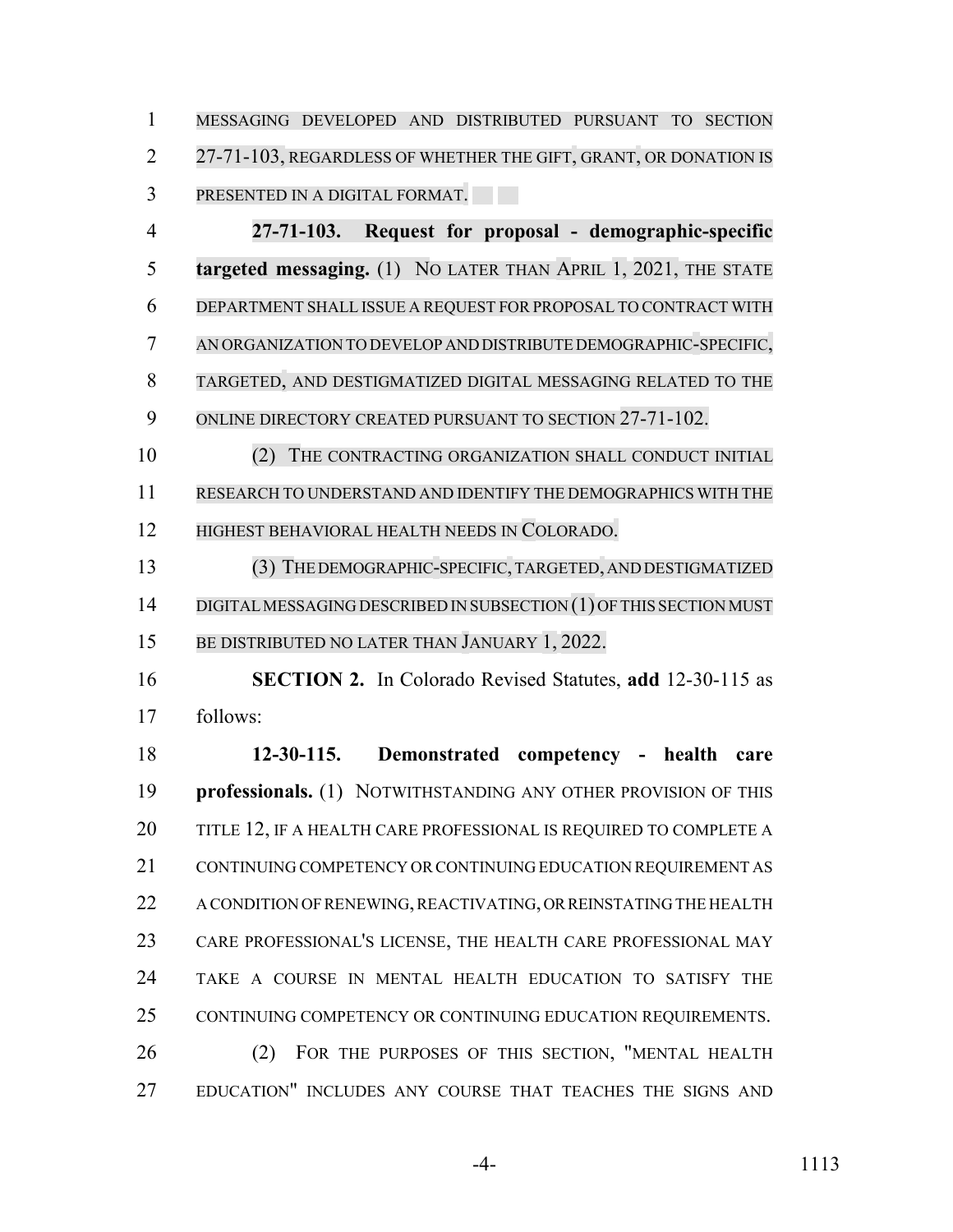MESSAGING DEVELOPED AND DISTRIBUTED PURSUANT TO SECTION 27-71-103, REGARDLESS OF WHETHER THE GIFT, GRANT, OR DONATION IS PRESENTED IN A DIGITAL FORMAT.

**27-71-103. Request for proposal - demographic-specific targeted messaging.** (1) NO LATER THAN APRIL 1, 2021, THE STATE DEPARTMENT SHALL ISSUE A REQUEST FOR PROPOSAL TO CONTRACT WITH AN ORGANIZATION TO DEVELOP AND DISTRIBUTE DEMOGRAPHIC-SPECIFIC, TARGETED, AND DESTIGMATIZED DIGITAL MESSAGING RELATED TO THE ONLINE DIRECTORY CREATED PURSUANT TO SECTION 27-71-102.

(2) THE CONTRACTING ORGANIZATION SHALL CONDUCT INITIAL RESEARCH TO UNDERSTAND AND IDENTIFY THE DEMOGRAPHICS WITH THE HIGHEST BEHAVIORAL HEALTH NEEDS IN COLORADO.

(3) THE DEMOGRAPHIC-SPECIFIC, TARGETED, AND DESTIGMATIZED DIGITAL MESSAGING DESCRIBED IN SUBSECTION (1) OF THIS SECTION MUST BE DISTRIBUTED NO LATER THAN JANUARY 1, 2022.

**SECTION 2.** In Colorado Revised Statutes, **add** 12-30-115 as follows:

**12-30-115. Demonstrated competency - health care professionals.** (1) NOTWITHSTANDING ANY OTHER PROVISION OF THIS TITLE 12, IF A HEALTH CARE PROFESSIONAL IS REQUIRED TO COMPLETE A CONTINUING COMPETENCY OR CONTINUING EDUCATION REQUIREMENT AS A CONDITION OF RENEWING, REACTIVATING, OR REINSTATING THE HEALTH CARE PROFESSIONAL'S LICENSE, THE HEALTH CARE PROFESSIONAL MAY TAKE A COURSE IN MENTAL HEALTH EDUCATION TO SATISFY THE CONTINUING COMPETENCY OR CONTINUING EDUCATION REQUIREMENTS.

(2) FOR THE PURPOSES OF THIS SECTION, "MENTAL HEALTH EDUCATION" INCLUDES ANY COURSE THAT TEACHES THE SIGNS AND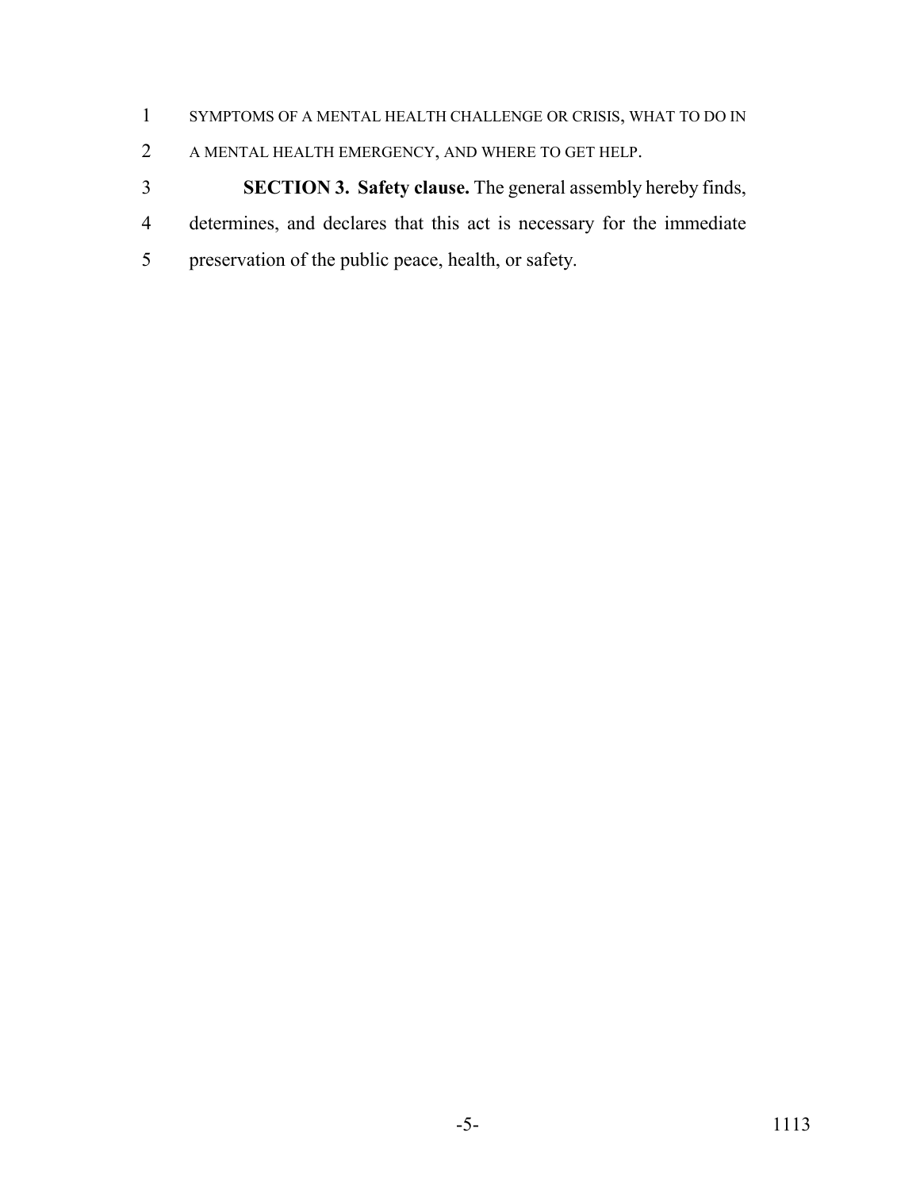SYMPTOMS OF A MENTAL HEALTH CHALLENGE OR CRISIS, WHAT TO DO IN A MENTAL HEALTH EMERGENCY, AND WHERE TO GET HELP.

**SECTION 3. Safety clause.** The general assembly hereby finds, determines, and declares that this act is necessary for the immediate preservation of the public peace, health, or safety.